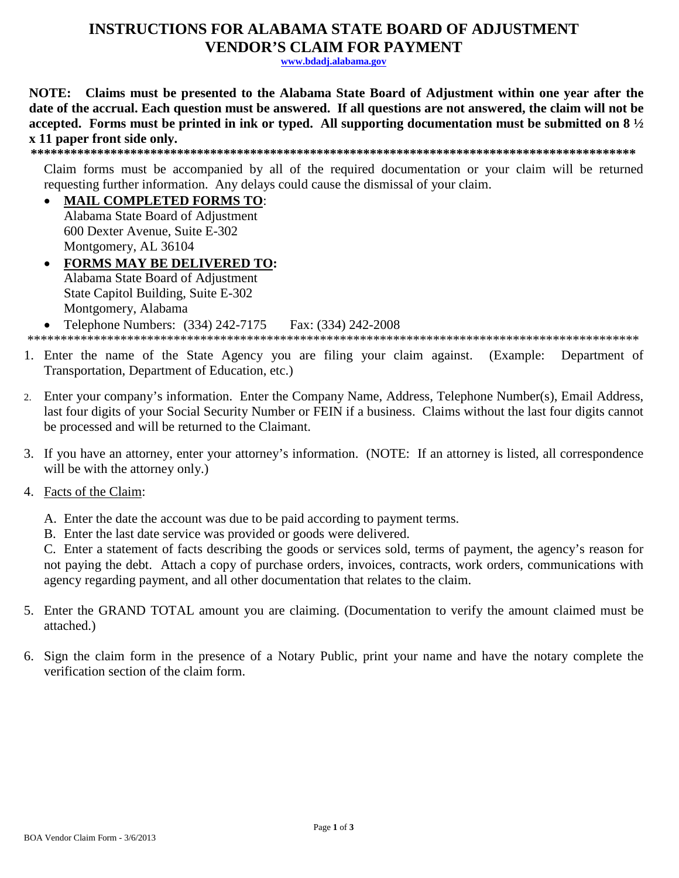# INSTRUCTIONS FOR ALABAMA STATE BOARD OF ADJUSTMENT VENDOR'S CLAIM FOR PAYMENT

www.bdadj.alabama.gov

**NOTE: Claims must be presented to the Alabama State Board of Adjustment within one year after the date of the accrual. Each question must be answered. If all questions are not answered, the claim will not be accepted. Forms must be printed in ink or typed. All supporting documentation must be submitted on 8 ½ x 11 paper front side only.**

**************************************************************************************************

Claim forms must be accompanied by all of the required documentation or your claim will be returned requesting further information. Any delays could cause the dismissal of your claim.

- **MAIL COMPLETED FORMS TO**:
  Alabama State Board of Adjustment
  600 Dexter Avenue, Suite E-302
  Montgomery, AL 36104
- **FORMS MAY BE DELIVERED TO:**
  Alabama State Board of Adjustment
  State Capitol Building, Suite E-302
  Montgomery, Alabama
- Telephone Numbers: (334) 242-7175 Fax: (334) 242-2008

**************************************************************************************************

1. Enter the name of the State Agency you are filing your claim against. (Example: Department of Transportation, Department of Education, etc.)

2. Enter your company's information. Enter the Company Name, Address, Telephone Number(s), Email Address, last four digits of your Social Security Number or FEIN if a business. Claims without the last four digits cannot be processed and will be returned to the Claimant.

3. If you have an attorney, enter your attorney's information. (NOTE: If an attorney is listed, all correspondence will be with the attorney only.)

4. Facts of the Claim:

   A. Enter the date the account was due to be paid according to payment terms.
   B. Enter the last date service was provided or goods were delivered.
   C. Enter a statement of facts describing the goods or services sold, terms of payment, the agency's reason for not paying the debt. Attach a copy of purchase orders, invoices, contracts, work orders, communications with agency regarding payment, and all other documentation that relates to the claim.

5. Enter the GRAND TOTAL amount you are claiming. (Documentation to verify the amount claimed must be attached.)

6. Sign the claim form in the presence of a Notary Public, print your name and have the notary complete the verification section of the claim form.

BOA Vendor Claim Form - 3/6/2013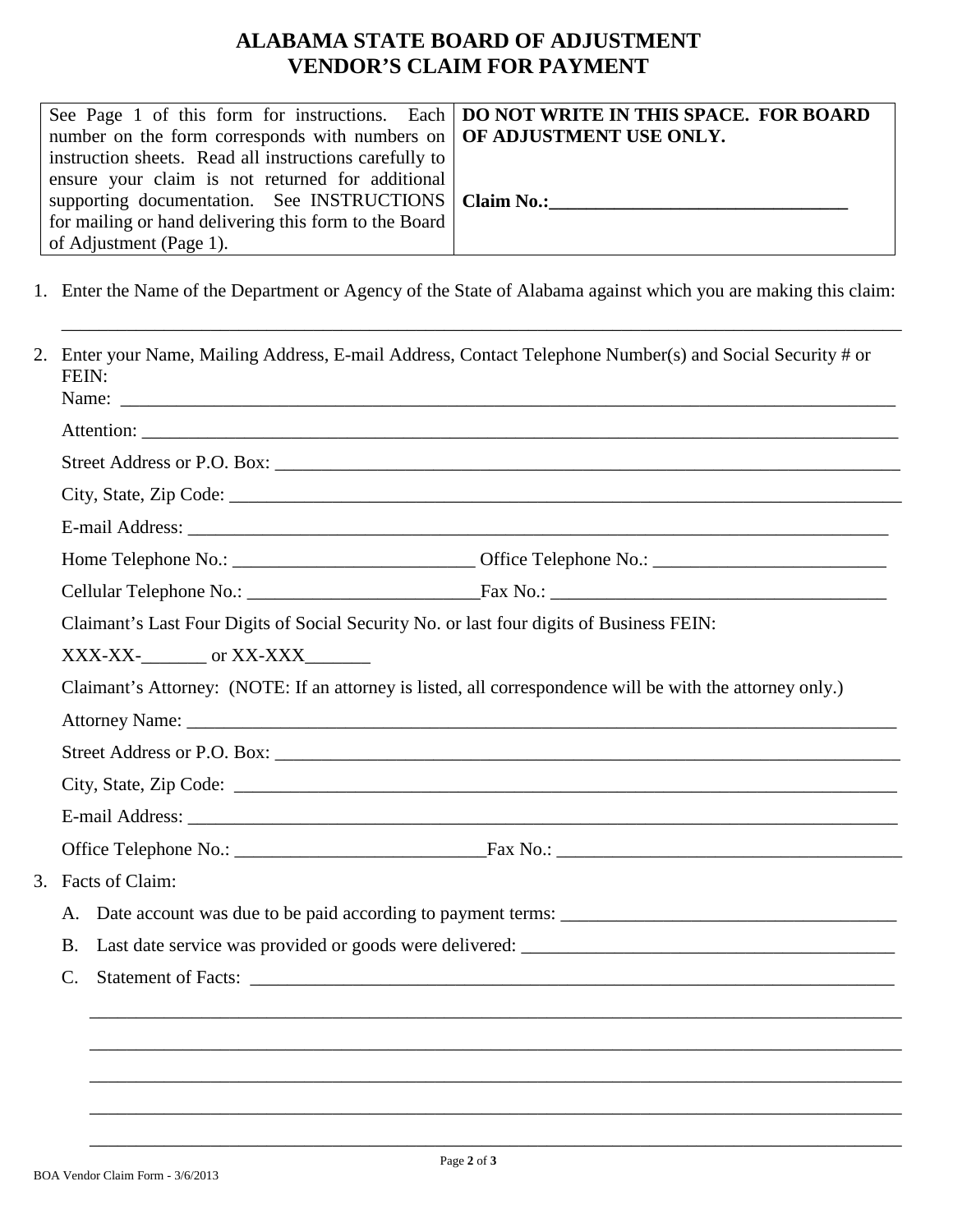# ALABAMA STATE BOARD OF ADJUSTMENT
# VENDOR'S CLAIM FOR PAYMENT

| See Page 1 of this form for instructions. Each number on the form corresponds with numbers on instruction sheets. Read all instructions carefully to ensure your claim is not returned for additional supporting documentation. See INSTRUCTIONS for mailing or hand delivering this form to the Board of Adjustment (Page 1). | **DO NOT WRITE IN THIS SPACE. FOR BOARD OF ADJUSTMENT USE ONLY.** <br><br> **Claim No.:\_\_\_\_\_\_\_\_\_\_\_\_\_\_\_\_\_\_\_\_\_\_\_\_\_\_\_\_\_\_\_** |
|---|---|

1. Enter the Name of the Department or Agency of the State of Alabama against which you are making this claim:

   \_\_\_\_\_\_\_\_\_\_\_\_\_\_\_\_\_\_\_\_\_\_\_\_\_\_\_\_\_\_\_\_\_\_\_\_\_\_\_\_\_\_\_\_\_\_\_\_\_\_\_\_\_\_\_\_\_\_\_\_\_\_\_\_\_\_\_\_\_\_\_\_\_\_\_\_\_\_\_\_\_\_

2. Enter your Name, Mailing Address, E-mail Address, Contact Telephone Number(s) and Social Security # or FEIN:

   Name: \_\_\_\_\_\_\_\_\_\_\_\_\_\_\_\_\_\_\_\_\_\_\_\_\_\_\_\_\_\_\_\_\_\_\_\_\_\_\_\_\_\_\_\_\_\_\_\_\_\_\_\_\_\_\_\_\_\_\_\_\_\_\_\_\_\_\_\_\_\_\_\_\_\_\_\_

   Attention: \_\_\_\_\_\_\_\_\_\_\_\_\_\_\_\_\_\_\_\_\_\_\_\_\_\_\_\_\_\_\_\_\_\_\_\_\_\_\_\_\_\_\_\_\_\_\_\_\_\_\_\_\_\_\_\_\_\_\_\_\_\_\_\_\_\_\_\_\_\_\_\_\_\_

   Street Address or P.O. Box: \_\_\_\_\_\_\_\_\_\_\_\_\_\_\_\_\_\_\_\_\_\_\_\_\_\_\_\_\_\_\_\_\_\_\_\_\_\_\_\_\_\_\_\_\_\_\_\_\_\_\_\_\_\_\_\_\_\_\_\_

   City, State, Zip Code: \_\_\_\_\_\_\_\_\_\_\_\_\_\_\_\_\_\_\_\_\_\_\_\_\_\_\_\_\_\_\_\_\_\_\_\_\_\_\_\_\_\_\_\_\_\_\_\_\_\_\_\_\_\_\_\_\_\_\_\_\_\_\_\_

   E-mail Address: \_\_\_\_\_\_\_\_\_\_\_\_\_\_\_\_\_\_\_\_\_\_\_\_\_\_\_\_\_\_\_\_\_\_\_\_\_\_\_\_\_\_\_\_\_\_\_\_\_\_\_\_\_\_\_\_\_\_\_\_\_\_\_\_\_\_\_

   Home Telephone No.: \_\_\_\_\_\_\_\_\_\_\_\_\_\_\_\_\_\_\_\_\_\_\_\_\_\_ Office Telephone No.: \_\_\_\_\_\_\_\_\_\_\_\_\_\_\_\_\_\_\_\_\_\_\_\_\_

   Cellular Telephone No.: \_\_\_\_\_\_\_\_\_\_\_\_\_\_\_\_\_\_\_\_\_\_\_\_\_Fax No.: \_\_\_\_\_\_\_\_\_\_\_\_\_\_\_\_\_\_\_\_\_\_\_\_\_\_\_\_\_\_\_\_\_\_\_\_\_

   Claimant's Last Four Digits of Social Security No. or last four digits of Business FEIN:

   XXX-XX-\_\_\_\_\_\_\_ or XX-XXX\_\_\_\_\_\_\_

   Claimant's Attorney: (NOTE: If an attorney is listed, all correspondence will be with the attorney only.)

   Attorney Name: \_\_\_\_\_\_\_\_\_\_\_\_\_\_\_\_\_\_\_\_\_\_\_\_\_\_\_\_\_\_\_\_\_\_\_\_\_\_\_\_\_\_\_\_\_\_\_\_\_\_\_\_\_\_\_\_\_\_\_\_\_\_\_\_\_\_\_\_\_\_

   Street Address or P.O. Box: \_\_\_\_\_\_\_\_\_\_\_\_\_\_\_\_\_\_\_\_\_\_\_\_\_\_\_\_\_\_\_\_\_\_\_\_\_\_\_\_\_\_\_\_\_\_\_\_\_\_\_\_\_\_\_\_\_\_\_\_

   City, State, Zip Code: \_\_\_\_\_\_\_\_\_\_\_\_\_\_\_\_\_\_\_\_\_\_\_\_\_\_\_\_\_\_\_\_\_\_\_\_\_\_\_\_\_\_\_\_\_\_\_\_\_\_\_\_\_\_\_\_\_\_\_\_\_\_\_\_

   E-mail Address: \_\_\_\_\_\_\_\_\_\_\_\_\_\_\_\_\_\_\_\_\_\_\_\_\_\_\_\_\_\_\_\_\_\_\_\_\_\_\_\_\_\_\_\_\_\_\_\_\_\_\_\_\_\_\_\_\_\_\_\_\_\_\_\_\_\_\_\_

   Office Telephone No.: \_\_\_\_\_\_\_\_\_\_\_\_\_\_\_\_\_\_\_\_\_\_\_\_\_\_\_Fax No.: \_\_\_\_\_\_\_\_\_\_\_\_\_\_\_\_\_\_\_\_\_\_\_\_\_\_\_\_\_\_\_\_\_\_\_\_\_\_

3. Facts of Claim:

   A. Date account was due to be paid according to payment terms: \_\_\_\_\_\_\_\_\_\_\_\_\_\_\_\_\_\_\_\_\_\_\_\_\_\_\_\_\_\_\_\_\_\_\_\_

   B. Last date service was provided or goods were delivered: \_\_\_\_\_\_\_\_\_\_\_\_\_\_\_\_\_\_\_\_\_\_\_\_\_\_\_\_\_\_\_\_\_\_\_\_\_\_\_

   C. Statement of Facts: \_\_\_\_\_\_\_\_\_\_\_\_\_\_\_\_\_\_\_\_\_\_\_\_\_\_\_\_\_\_\_\_\_\_\_\_\_\_\_\_\_\_\_\_\_\_\_\_\_\_\_\_\_\_\_\_\_\_\_\_\_\_\_\_\_\_\_\_\_

   \_\_\_\_\_\_\_\_\_\_\_\_\_\_\_\_\_\_\_\_\_\_\_\_\_\_\_\_\_\_\_\_\_\_\_\_\_\_\_\_\_\_\_\_\_\_\_\_\_\_\_\_\_\_\_\_\_\_\_\_\_\_\_\_\_\_\_\_\_\_\_\_\_\_\_\_\_\_\_\_\_\_\_\_

   \_\_\_\_\_\_\_\_\_\_\_\_\_\_\_\_\_\_\_\_\_\_\_\_\_\_\_\_\_\_\_\_\_\_\_\_\_\_\_\_\_\_\_\_\_\_\_\_\_\_\_\_\_\_\_\_\_\_\_\_\_\_\_\_\_\_\_\_\_\_\_\_\_\_\_\_\_\_\_\_\_\_\_\_

   \_\_\_\_\_\_\_\_\_\_\_\_\_\_\_\_\_\_\_\_\_\_\_\_\_\_\_\_\_\_\_\_\_\_\_\_\_\_\_\_\_\_\_\_\_\_\_\_\_\_\_\_\_\_\_\_\_\_\_\_\_\_\_\_\_\_\_\_\_\_\_\_\_\_\_\_\_\_\_\_\_\_\_\_

   \_\_\_\_\_\_\_\_\_\_\_\_\_\_\_\_\_\_\_\_\_\_\_\_\_\_\_\_\_\_\_\_\_\_\_\_\_\_\_\_\_\_\_\_\_\_\_\_\_\_\_\_\_\_\_\_\_\_\_\_\_\_\_\_\_\_\_\_\_\_\_\_\_\_\_\_\_\_\_\_\_\_\_\_

   \_\_\_\_\_\_\_\_\_\_\_\_\_\_\_\_\_\_\_\_\_\_\_\_\_\_\_\_\_\_\_\_\_\_\_\_\_\_\_\_\_\_\_\_\_\_\_\_\_\_\_\_\_\_\_\_\_\_\_\_\_\_\_\_\_\_\_\_\_\_\_\_\_\_\_\_\_\_\_\_\_\_\_\_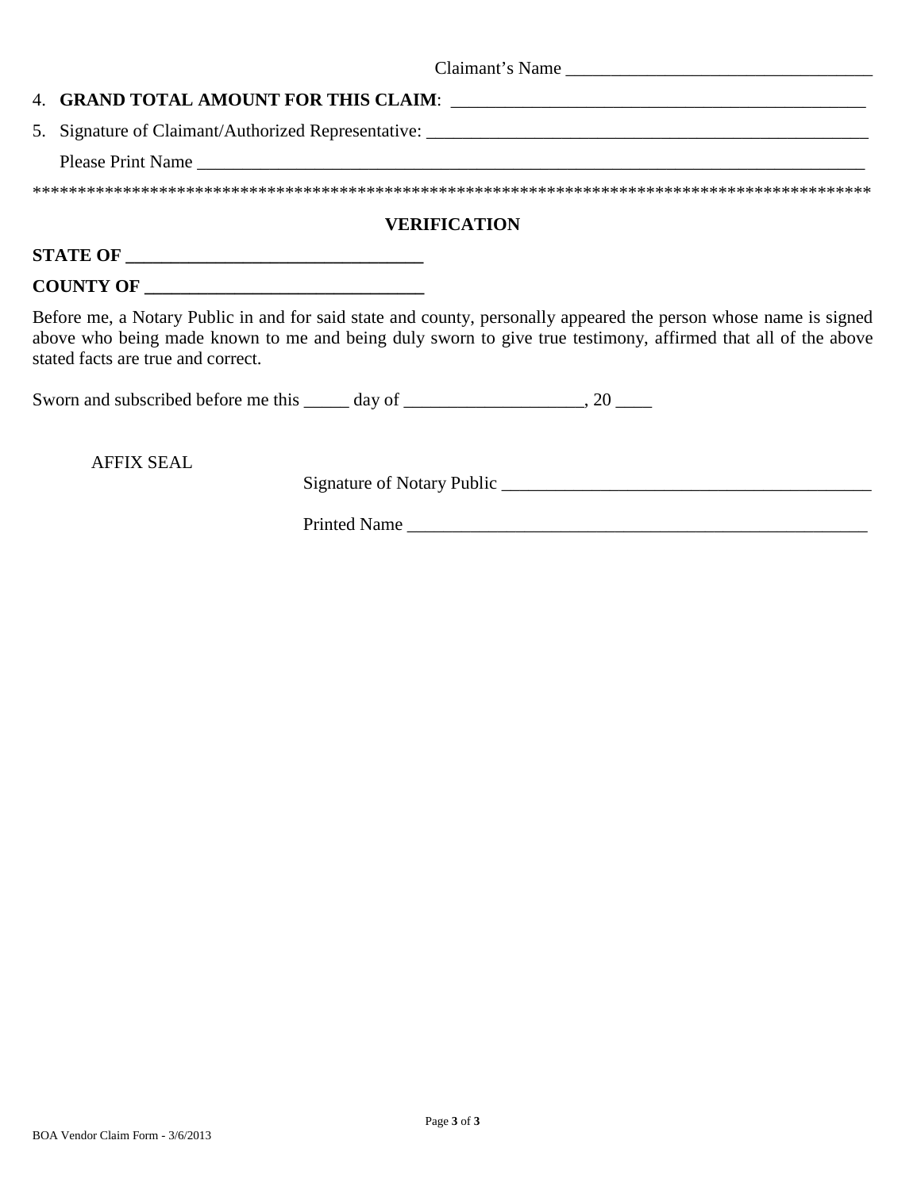Claimant's Name ________________________________

4. **GRAND TOTAL AMOUNT FOR THIS CLAIM**: ____________________________________________

5. Signature of Claimant/Authorized Representative: ________________________________________________

   Please Print Name ________________________________________________________________________

***********************************************************************************************

## VERIFICATION

**STATE OF ________________________________**

**COUNTY OF ______________________________**

Before me, a Notary Public in and for said state and county, personally appeared the person whose name is signed above who being made known to me and being duly sworn to give true testimony, affirmed that all of the above stated facts are true and correct.

Sworn and subscribed before me this _____ day of ___________________, 20 ____

AFFIX SEAL

Signature of Notary Public ________________________________________

Printed Name ____________________________________________________

BOA Vendor Claim Form - 3/6/2013